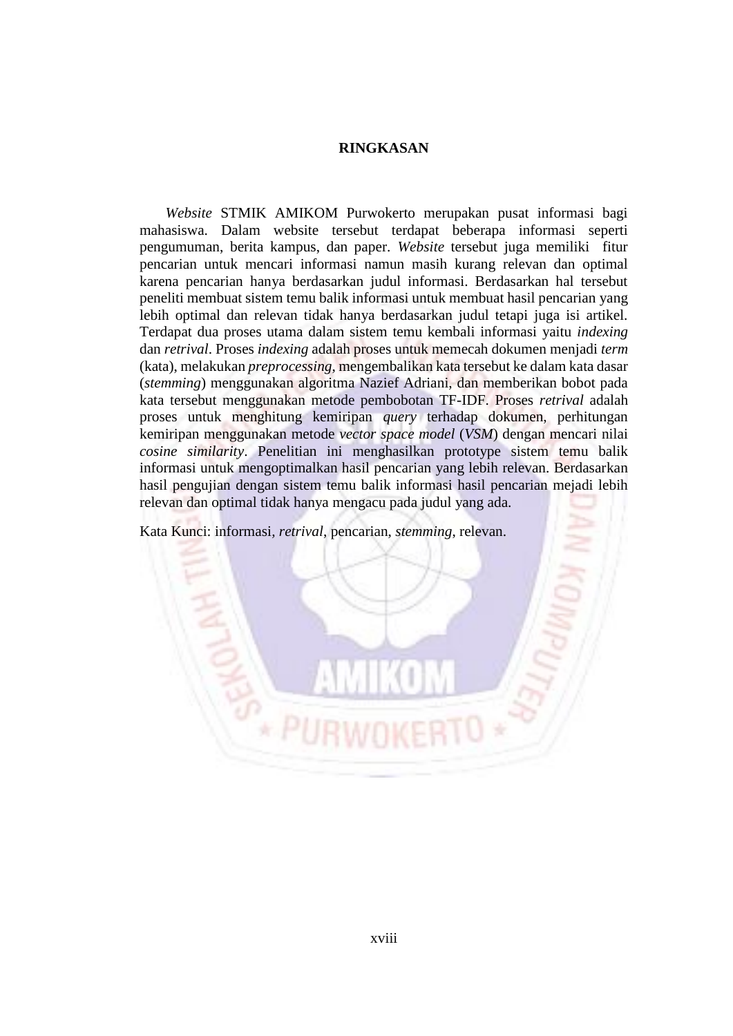# RINGKASAN

*Website* STMIK AMIKOM Purwokerto merupakan pusat informasi bagi mahasiswa. Dalam website tersebut terdapat beberapa informasi seperti pengumuman, berita kampus, dan paper. *Website* tersebut juga memiliki fitur pencarian untuk mencari informasi namun masih kurang relevan dan optimal karena pencarian hanya berdasarkan judul informasi. Berdasarkan hal tersebut peneliti membuat sistem temu balik informasi untuk membuat hasil pencarian yang lebih optimal dan relevan tidak hanya berdasarkan judul tetapi juga isi artikel. Terdapat dua proses utama dalam sistem temu kembali informasi yaitu *indexing* dan *retrival*. Proses *indexing* adalah proses untuk memecah dokumen menjadi *term* (kata), melakukan *preprocessing*, mengembalikan kata tersebut ke dalam kata dasar (*stemming*) menggunakan algoritma Nazief Adriani, dan memberikan bobot pada kata tersebut menggunakan metode pembobotan TF-IDF. Proses *retrival* adalah proses untuk menghitung kemiripan *query* terhadap dokumen, perhitungan kemiripan menggunakan metode *vector space model* (*VSM*) dengan mencari nilai *cosine similarity*. Penelitian ini menghasilkan prototype sistem temu balik informasi untuk mengoptimalkan hasil pencarian yang lebih relevan. Berdasarkan hasil pengujian dengan sistem temu balik informasi hasil pencarian mejadi lebih relevan dan optimal tidak hanya mengacu pada judul yang ada.

Kata Kunci: informasi, *retrival*, pencarian, *stemming*, relevan.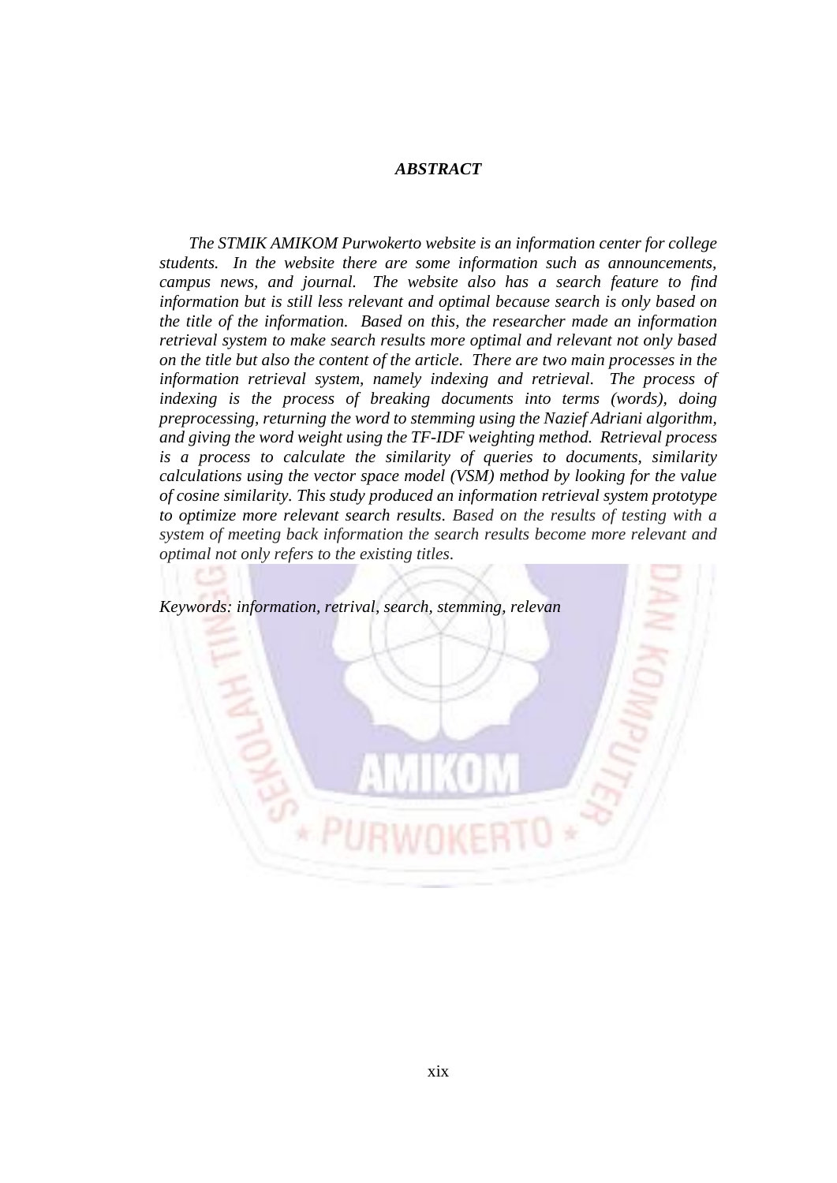## ***ABSTRACT***

*The STMIK AMIKOM Purwokerto website is an information center for college students. In the website there are some information such as announcements, campus news, and journal. The website also has a search feature to find information but is still less relevant and optimal because search is only based on the title of the information. Based on this, the researcher made an information retrieval system to make search results more optimal and relevant not only based on the title but also the content of the article. There are two main processes in the information retrieval system, namely indexing and retrieval. The process of indexing is the process of breaking documents into terms (words), doing preprocessing, returning the word to stemming using the Nazief Adriani algorithm, and giving the word weight using the TF-IDF weighting method. Retrieval process is a process to calculate the similarity of queries to documents, similarity calculations using the vector space model (VSM) method by looking for the value of cosine similarity. This study produced an information retrieval system prototype to optimize more relevant search results. Based on the results of testing with a system of meeting back information the search results become more relevant and optimal not only refers to the existing titles.*

*Keywords: information, retrival, search, stemming, relevan*